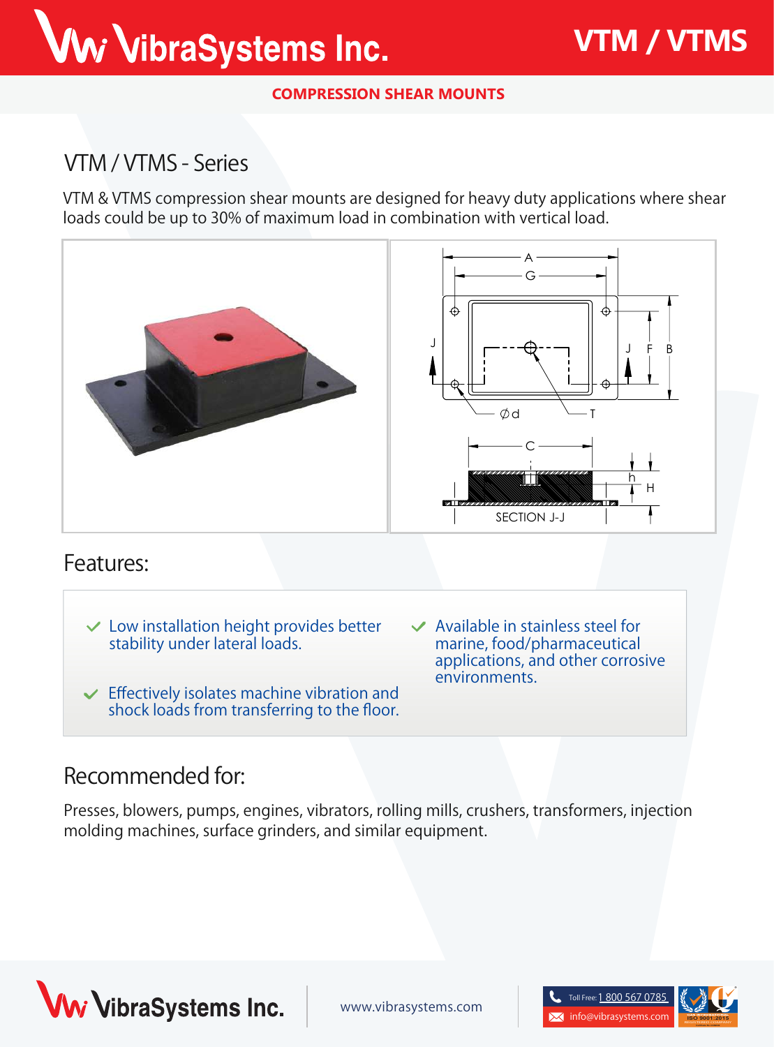# VTM / VTMS

**COMPRESSION SHEAR MOUNTS**

## VTM / VTMS - Series

VTM & VTMS compression shear mounts are designed for heavy duty applications where shear loads could be up to 30% of maximum load in combination with vertical load.

A G J F B Ød T C h H SECTION J-J

## Features:

- Low installation height provides better stability under lateral loads.
- Effectively isolates machine vibration and shock loads from transferring to the floor.
- Available in stainless steel for marine, food/pharmaceutical applications, and other corrosive environments.

## Recommended for:

Presses, blowers, pumps, engines, vibrators, rolling mills, crushers, transformers, injection molding machines, surface grinders, and similar equipment.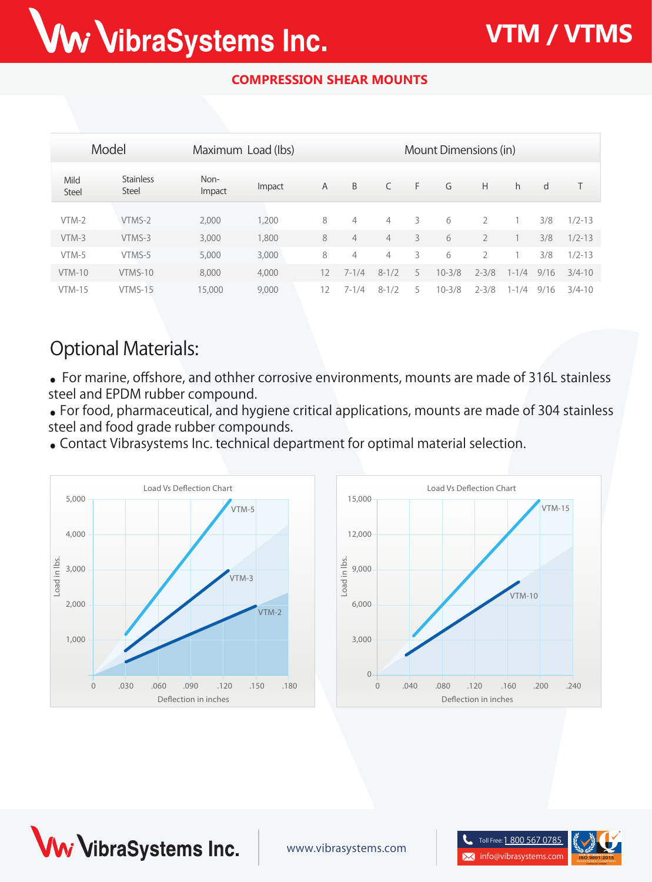# VibraSystems Inc.

# VTM / VTMS

## COMPRESSION SHEAR MOUNTS

| Model | | Maximum Load (lbs) | | Mount Dimensions (in) | | | | | | | | |
|---|---|---|---|---|---|---|---|---|---|---|---|---|
| Mild Steel | Stainless Steel | Non-Impact | Impact | A | B | C | F | G | H | h | d | T |
| VTM-2 | VTMS-2 | 2,000 | 1,200 | 8 | 4 | 4 | 3 | 6 | 2 | 1 | 3/8 | 1/2-13 |
| VTM-3 | VTMS-3 | 3,000 | 1,800 | 8 | 4 | 4 | 3 | 6 | 2 | 1 | 3/8 | 1/2-13 |
| VTM-5 | VTMS-5 | 5,000 | 3,000 | 8 | 4 | 4 | 3 | 6 | 2 | 1 | 3/8 | 1/2-13 |
| VTM-10 | VTMS-10 | 8,000 | 4,000 | 12 | 7-1/4 | 8-1/2 | 5 | 10-3/8 | 2-3/8 | 1-1/4 | 9/16 | 3/4-10 |
| VTM-15 | VTMS-15 | 15,000 | 9,000 | 12 | 7-1/4 | 8-1/2 | 5 | 10-3/8 | 2-3/8 | 1-1/4 | 9/16 | 3/4-10 |

## Optional Materials:

- For marine, offshore, and othher corrosive environments, mounts are made of 316L stainless steel and EPDM rubber compound.
- For food, pharmaceutical, and hygiene critical applications, mounts are made of 304 stainless steel and food grade rubber compounds.
- Contact Vibrasystems Inc. technical department for optimal material selection.

Load Vs Deflection Chart

Load in lbs.

5,000
4,000
3,000
2,000
1,000

0 .030 .060 .090 .120 .150 .180

Deflection in inches

VTM-5
VTM-3
VTM-2

Load Vs Deflection Chart

Load in lbs.

15,000
12,000
9,000
6,000
3,000
0

0 .040 .080 .120 .160 .200 .240

Deflection in inches

VTM-15
VTM-10

VibraSystems Inc.

www.vibrasystems.com

Toll Free: 1 800 567 0785

info@vibrasystems.com

ISO 9001:2015